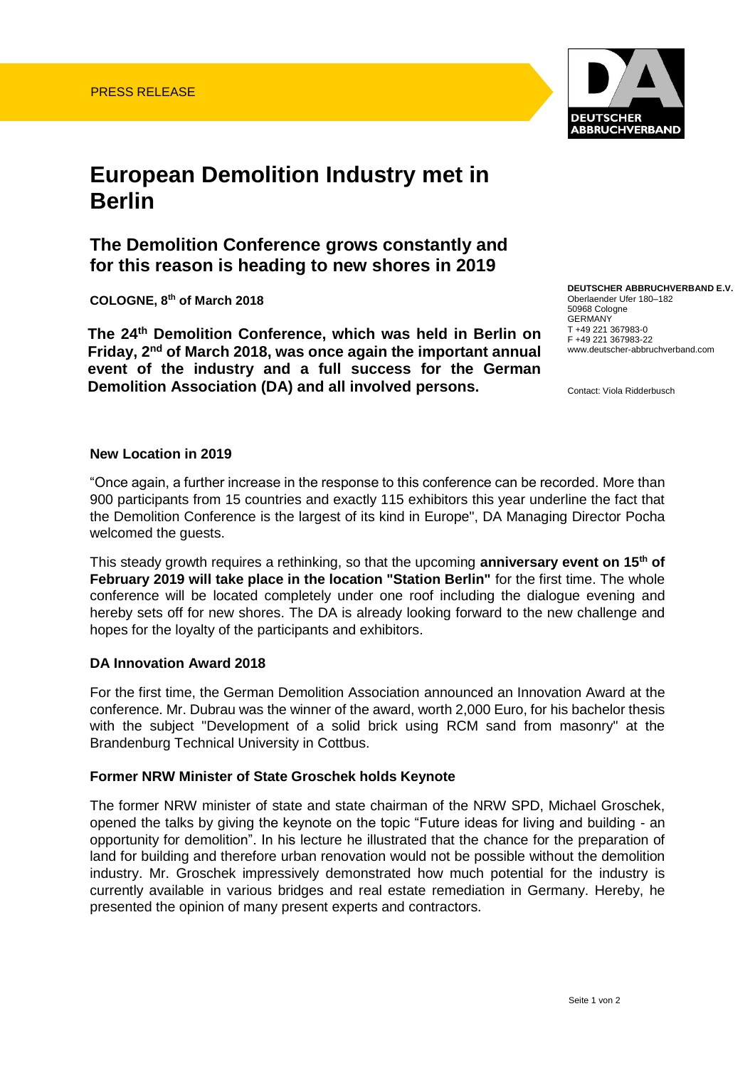PRESS RELEASE

DEUTSCHER ABBRUCHVERBAND

# European Demolition Industry met in Berlin

## The Demolition Conference grows constantly and for this reason is heading to new shores in 2019

**COLOGNE, 8th of March 2018**

**DEUTSCHER ABBRUCHVERBAND E.V.**
Oberlaender Ufer 180–182
50968 Cologne
GERMANY
T +49 221 367983-0
F +49 221 367983-22
www.deutscher-abbruchverband.com

Contact: Viola Ridderbusch

**The 24th Demolition Conference, which was held in Berlin on Friday, 2nd of March 2018, was once again the important annual event of the industry and a full success for the German Demolition Association (DA) and all involved persons.**

### New Location in 2019

"Once again, a further increase in the response to this conference can be recorded. More than 900 participants from 15 countries and exactly 115 exhibitors this year underline the fact that the Demolition Conference is the largest of its kind in Europe", DA Managing Director Pocha welcomed the guests.

This steady growth requires a rethinking, so that the upcoming **anniversary event on 15th of February 2019 will take place in the location "Station Berlin"** for the first time. The whole conference will be located completely under one roof including the dialogue evening and hereby sets off for new shores. The DA is already looking forward to the new challenge and hopes for the loyalty of the participants and exhibitors.

### DA Innovation Award 2018

For the first time, the German Demolition Association announced an Innovation Award at the conference. Mr. Dubrau was the winner of the award, worth 2,000 Euro, for his bachelor thesis with the subject "Development of a solid brick using RCM sand from masonry" at the Brandenburg Technical University in Cottbus.

### Former NRW Minister of State Groschek holds Keynote

The former NRW minister of state and state chairman of the NRW SPD, Michael Groschek, opened the talks by giving the keynote on the topic "Future ideas for living and building - an opportunity for demolition". In his lecture he illustrated that the chance for the preparation of land for building and therefore urban renovation would not be possible without the demolition industry. Mr. Groschek impressively demonstrated how much potential for the industry is currently available in various bridges and real estate remediation in Germany. Hereby, he presented the opinion of many present experts and contractors.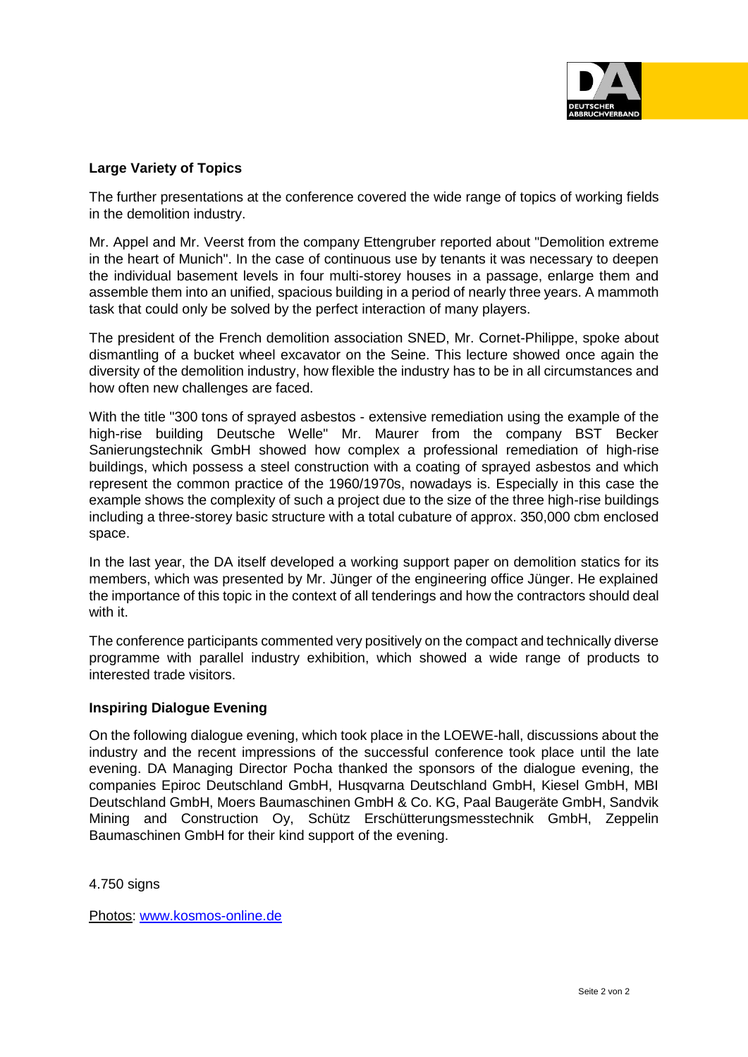## Large Variety of Topics

The further presentations at the conference covered the wide range of topics of working fields in the demolition industry.

Mr. Appel and Mr. Veerst from the company Ettengruber reported about "Demolition extreme in the heart of Munich". In the case of continuous use by tenants it was necessary to deepen the individual basement levels in four multi-storey houses in a passage, enlarge them and assemble them into an unified, spacious building in a period of nearly three years. A mammoth task that could only be solved by the perfect interaction of many players.

The president of the French demolition association SNED, Mr. Cornet-Philippe, spoke about dismantling of a bucket wheel excavator on the Seine. This lecture showed once again the diversity of the demolition industry, how flexible the industry has to be in all circumstances and how often new challenges are faced.

With the title "300 tons of sprayed asbestos - extensive remediation using the example of the high-rise building Deutsche Welle" Mr. Maurer from the company BST Becker Sanierungstechnik GmbH showed how complex a professional remediation of high-rise buildings, which possess a steel construction with a coating of sprayed asbestos and which represent the common practice of the 1960/1970s, nowadays is. Especially in this case the example shows the complexity of such a project due to the size of the three high-rise buildings including a three-storey basic structure with a total cubature of approx. 350,000 cbm enclosed space.

In the last year, the DA itself developed a working support paper on demolition statics for its members, which was presented by Mr. Jünger of the engineering office Jünger. He explained the importance of this topic in the context of all tenderings and how the contractors should deal with it.

The conference participants commented very positively on the compact and technically diverse programme with parallel industry exhibition, which showed a wide range of products to interested trade visitors.

## Inspiring Dialogue Evening

On the following dialogue evening, which took place in the LOEWE-hall, discussions about the industry and the recent impressions of the successful conference took place until the late evening. DA Managing Director Pocha thanked the sponsors of the dialogue evening, the companies Epiroc Deutschland GmbH, Husqvarna Deutschland GmbH, Kiesel GmbH, MBI Deutschland GmbH, Moers Baumaschinen GmbH & Co. KG, Paal Baugeräte GmbH, Sandvik Mining and Construction Oy, Schütz Erschütterungsmesstechnik GmbH, Zeppelin Baumaschinen GmbH for their kind support of the evening.

4.750 signs

Photos: www.kosmos-online.de